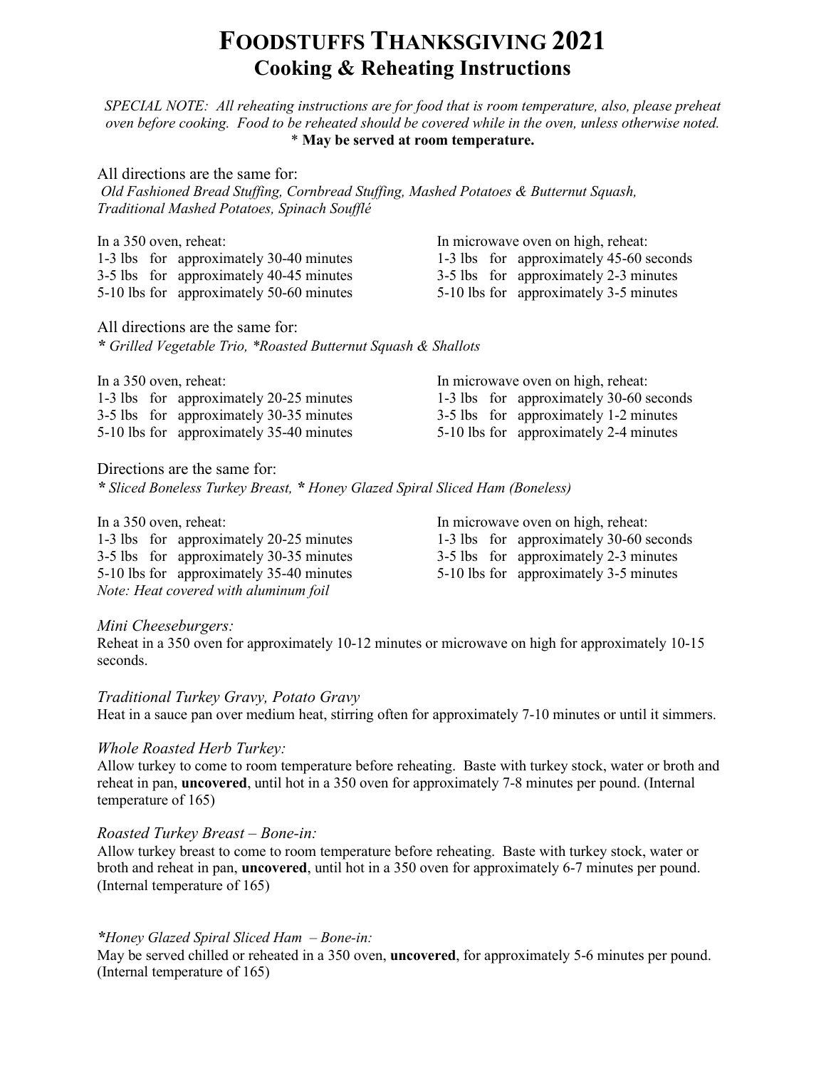# Foodstuffs Thanksgiving 2021
## Cooking & Reheating Instructions

*SPECIAL NOTE: All reheating instructions are for food that is room temperature, also, please preheat oven before cooking. Food to be reheated should be covered while in the oven, unless otherwise noted.*
**\* May be served at room temperature.**

All directions are the same for:
*Old Fashioned Bread Stuffing, Cornbread Stuffing, Mashed Potatoes & Butternut Squash, Traditional Mashed Potatoes, Spinach Soufflé*

| In a 350 oven, reheat: | In microwave oven on high, reheat: |
|---|---|
| 1-3 lbs for approximately 30-40 minutes | 1-3 lbs for approximately 45-60 seconds |
| 3-5 lbs for approximately 40-45 minutes | 3-5 lbs for approximately 2-3 minutes |
| 5-10 lbs for approximately 50-60 minutes | 5-10 lbs for approximately 3-5 minutes |

All directions are the same for:
***\** Grilled Vegetable Trio, \*Roasted Butternut Squash & Shallots*

| In a 350 oven, reheat: | In microwave oven on high, reheat: |
|---|---|
| 1-3 lbs for approximately 20-25 minutes | 1-3 lbs for approximately 30-60 seconds |
| 3-5 lbs for approximately 30-35 minutes | 3-5 lbs for approximately 1-2 minutes |
| 5-10 lbs for approximately 35-40 minutes | 5-10 lbs for approximately 2-4 minutes |

Directions are the same for:
***\** Sliced Boneless Turkey Breast, **\*** Honey Glazed Spiral Sliced Ham (Boneless)*

| In a 350 oven, reheat: | In microwave oven on high, reheat: |
|---|---|
| 1-3 lbs for approximately 20-25 minutes | 1-3 lbs for approximately 30-60 seconds |
| 3-5 lbs for approximately 30-35 minutes | 3-5 lbs for approximately 2-3 minutes |
| 5-10 lbs for approximately 35-40 minutes | 5-10 lbs for approximately 3-5 minutes |

*Note: Heat covered with aluminum foil*

### *Mini Cheeseburgers:*
Reheat in a 350 oven for approximately 10-12 minutes or microwave on high for approximately 10-15 seconds.

### *Traditional Turkey Gravy, Potato Gravy*
Heat in a sauce pan over medium heat, stirring often for approximately 7-10 minutes or until it simmers.

### *Whole Roasted Herb Turkey:*
Allow turkey to come to room temperature before reheating. Baste with turkey stock, water or broth and reheat in pan, **uncovered**, until hot in a 350 oven for approximately 7-8 minutes per pound. (Internal temperature of 165)

### *Roasted Turkey Breast – Bone-in:*
Allow turkey breast to come to room temperature before reheating. Baste with turkey stock, water or broth and reheat in pan, **uncovered**, until hot in a 350 oven for approximately 6-7 minutes per pound. (Internal temperature of 165)

### *\*Honey Glazed Spiral Sliced Ham – Bone-in:*
May be served chilled or reheated in a 350 oven, **uncovered**, for approximately 5-6 minutes per pound. (Internal temperature of 165)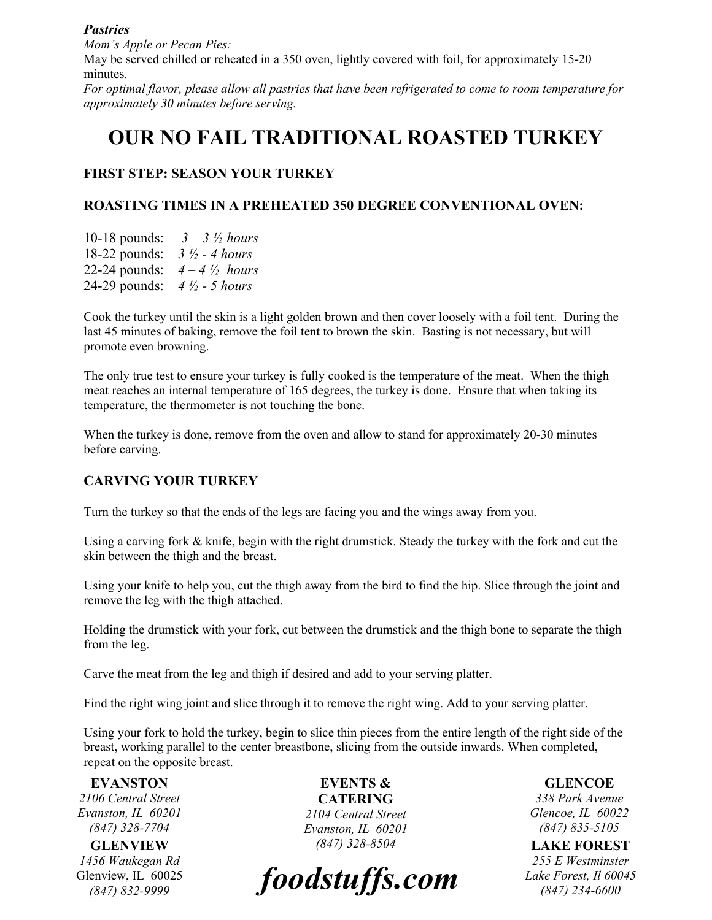***Pastries***

*Mom's Apple or Pecan Pies:*

May be served chilled or reheated in a 350 oven, lightly covered with foil, for approximately 15-20 minutes.

*For optimal flavor, please allow all pastries that have been refrigerated to come to room temperature for approximately 30 minutes before serving.*

# OUR NO FAIL TRADITIONAL ROASTED TURKEY

### FIRST STEP: SEASON YOUR TURKEY

### ROASTING TIMES IN A PREHEATED 350 DEGREE CONVENTIONAL OVEN:

10-18 pounds: *3 – 3 ½ hours*
18-22 pounds: *3 ½ - 4 hours*
22-24 pounds: *4 – 4 ½ hours*
24-29 pounds: *4 ½ - 5 hours*

Cook the turkey until the skin is a light golden brown and then cover loosely with a foil tent. During the last 45 minutes of baking, remove the foil tent to brown the skin. Basting is not necessary, but will promote even browning.

The only true test to ensure your turkey is fully cooked is the temperature of the meat. When the thigh meat reaches an internal temperature of 165 degrees, the turkey is done. Ensure that when taking its temperature, the thermometer is not touching the bone.

When the turkey is done, remove from the oven and allow to stand for approximately 20-30 minutes before carving.

### CARVING YOUR TURKEY

Turn the turkey so that the ends of the legs are facing you and the wings away from you.

Using a carving fork & knife, begin with the right drumstick. Steady the turkey with the fork and cut the skin between the thigh and the breast.

Using your knife to help you, cut the thigh away from the bird to find the hip. Slice through the joint and remove the leg with the thigh attached.

Holding the drumstick with your fork, cut between the drumstick and the thigh bone to separate the thigh from the leg.

Carve the meat from the leg and thigh if desired and add to your serving platter.

Find the right wing joint and slice through it to remove the right wing. Add to your serving platter.

Using your fork to hold the turkey, begin to slice thin pieces from the entire length of the right side of the breast, working parallel to the center breastbone, slicing from the outside inwards. When completed, repeat on the opposite breast.

**EVANSTON**
*2106 Central Street*
*Evanston, IL 60201*
*(847) 328-7704*

**GLENVIEW**
*1456 Waukegan Rd*
Glenview, IL 60025
*(847) 832-9999*

**EVENTS & CATERING**
*2104 Central Street*
*Evanston, IL 60201*
*(847) 328-8504*

***foodstuffs.com***

**GLENCOE**
*338 Park Avenue*
*Glencoe, IL 60022*
*(847) 835-5105*

**LAKE FOREST**
*255 E Westminster*
*Lake Forest, Il 60045*
*(847) 234-6600*